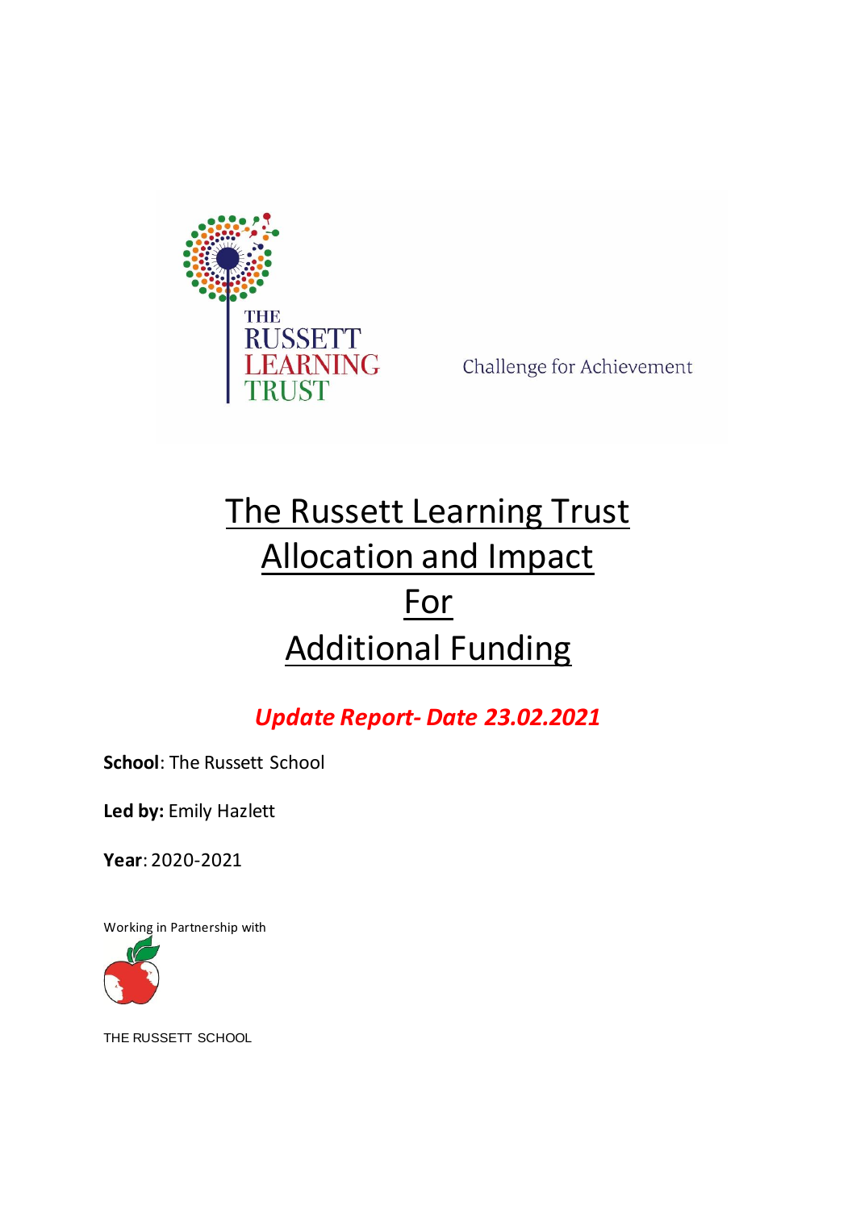THE RUSSETT LEARNING TRUST

Challenge for Achievement

# The Russett Learning Trust Allocation and Impact For Additional Funding

***Update Report- Date 23.02.2021***

**School**: The Russett School

**Led by:** Emily Hazlett

**Year**: 2020-2021

Working in Partnership with

THE RUSSETT SCHOOL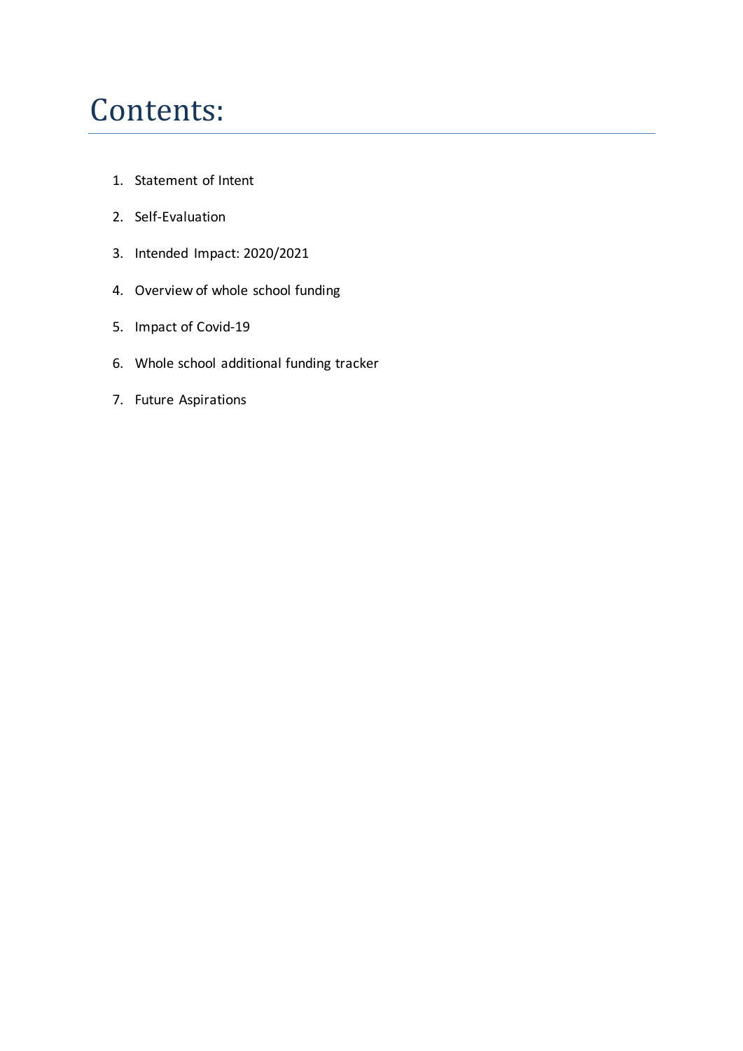# Contents:

1. Statement of Intent
2. Self-Evaluation
3. Intended Impact: 2020/2021
4. Overview of whole school funding
5. Impact of Covid-19
6. Whole school additional funding tracker
7. Future Aspirations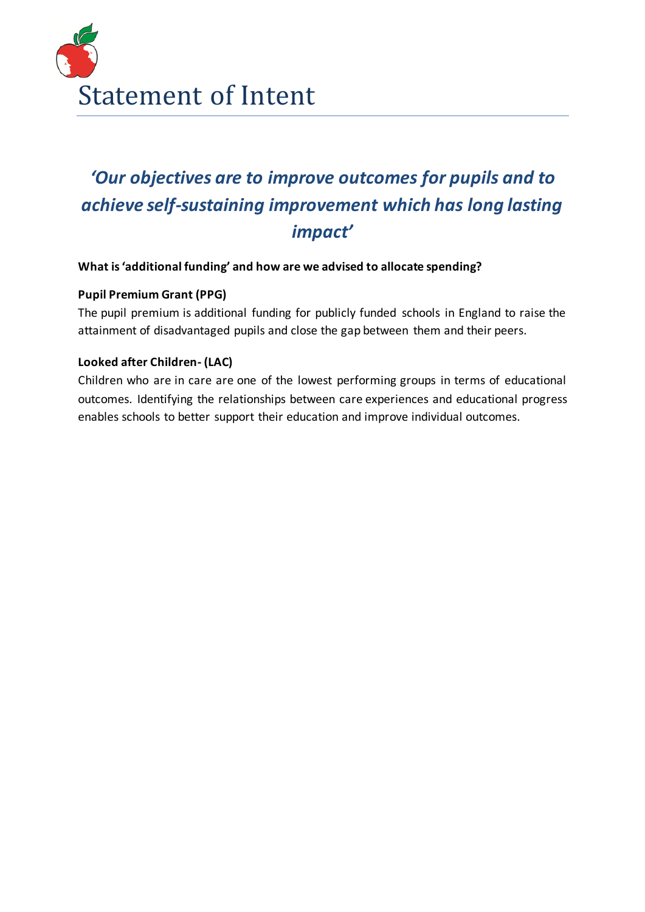# Statement of Intent

## *'Our objectives are to improve outcomes for pupils and to achieve self-sustaining improvement which has long lasting impact'*

**What is 'additional funding' and how are we advised to allocate spending?**

**Pupil Premium Grant (PPG)**

The pupil premium is additional funding for publicly funded schools in England to raise the attainment of disadvantaged pupils and close the gap between them and their peers.

**Looked after Children- (LAC)**

Children who are in care are one of the lowest performing groups in terms of educational outcomes. Identifying the relationships between care experiences and educational progress enables schools to better support their education and improve individual outcomes.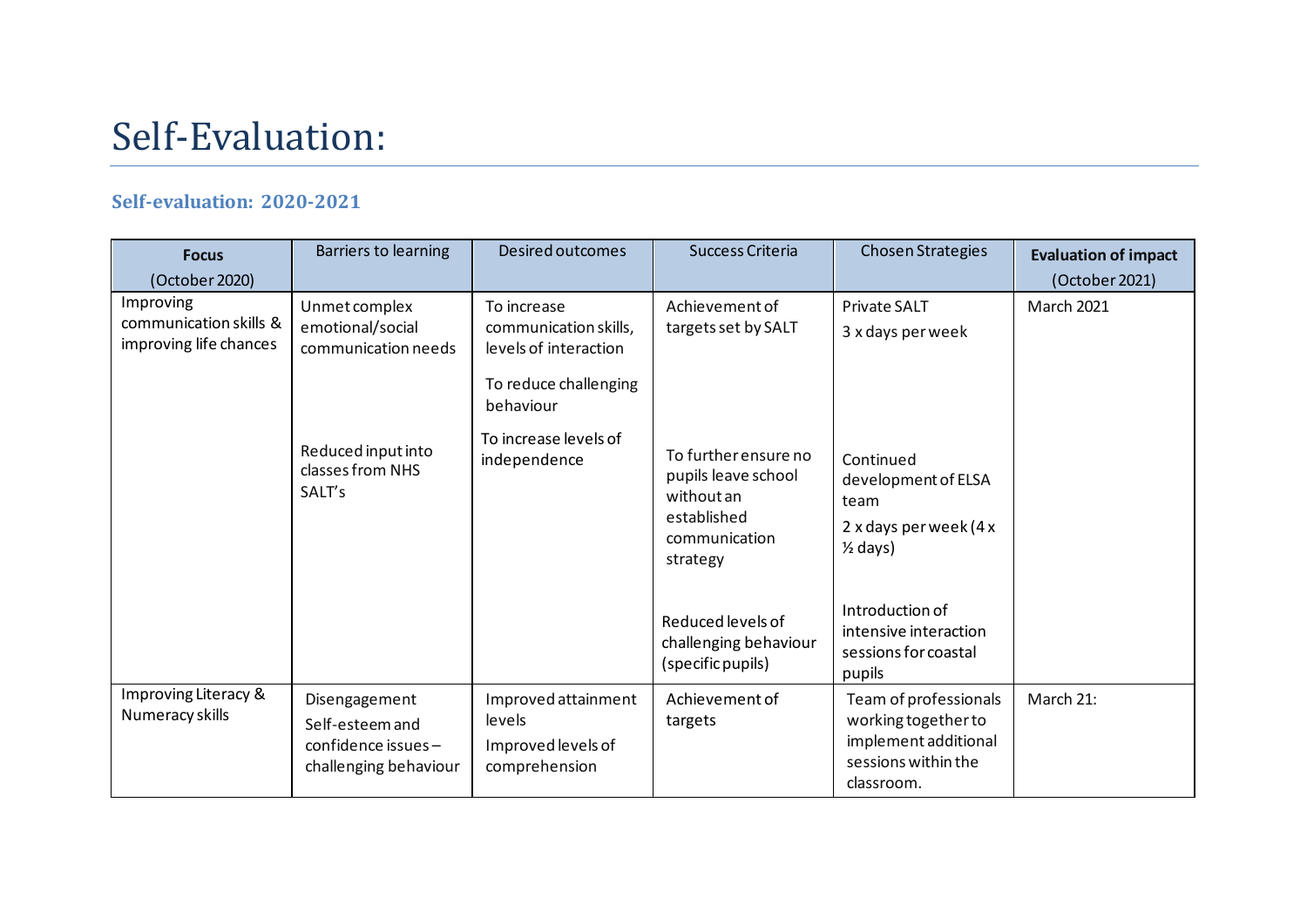# Self-Evaluation:

### Self-evaluation: 2020-2021

| **Focus** (October 2020) | Barriers to learning | Desired outcomes | Success Criteria | Chosen Strategies | **Evaluation of impact** (October 2021) |
|---|---|---|---|---|---|
| Improving communication skills & improving life chances | Unmet complex emotional/social communication needs | To increase communication skills, levels of interaction<br><br>To reduce challenging behaviour | Achievement of targets set by SALT | Private SALT<br><br>3 x days per week | March 2021 |
| | Reduced input into classes from NHS SALT's | To increase levels of independence | To further ensure no pupils leave school without an established communication strategy | Continued development of ELSA team<br><br>2 x days per week (4 x ½ days) | |
| | | | Reduced levels of challenging behaviour (specific pupils) | Introduction of intensive interaction sessions for coastal pupils | |
| Improving Literacy & Numeracy skills | Disengagement<br><br>Self-esteem and confidence issues – challenging behaviour | Improved attainment levels<br><br>Improved levels of comprehension | Achievement of targets | Team of professionals working together to implement additional sessions within the classroom. | March 21: |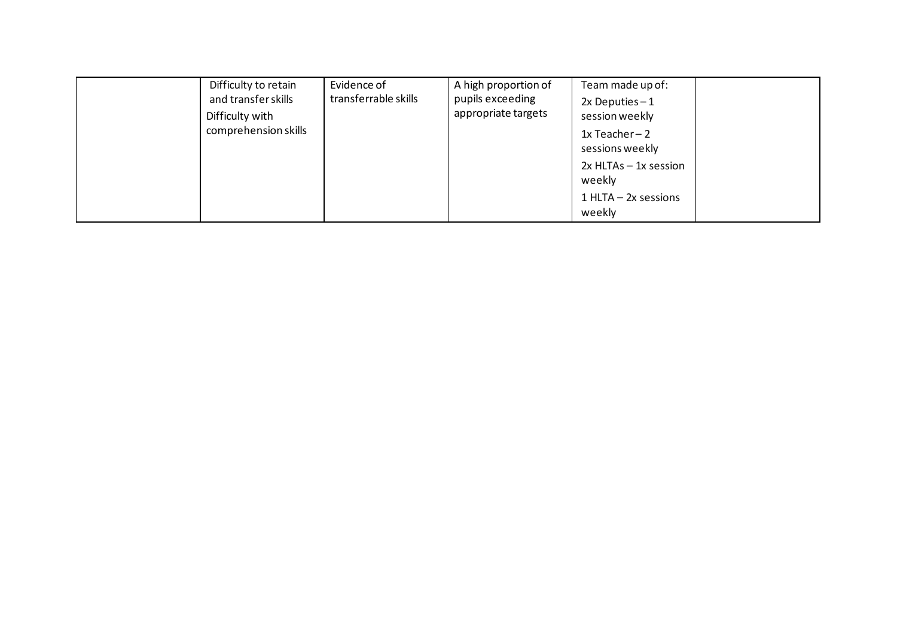| | | | | | |
|---|---|---|---|---|---|
| | Difficulty to retain and transfer skills<br>Difficulty with comprehension skills | Evidence of transferrable skills | A high proportion of pupils exceeding appropriate targets | Team made up of:<br>2x Deputies – 1 session weekly<br>1x Teacher – 2 sessions weekly<br>2x HLTAs – 1x session weekly<br>1 HLTA – 2x sessions weekly | |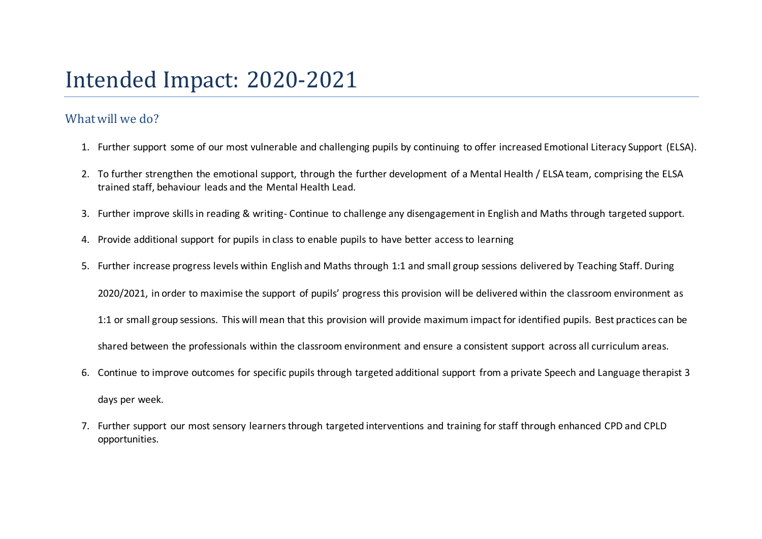# Intended Impact: 2020-2021

## What will we do?

1. Further support some of our most vulnerable and challenging pupils by continuing to offer increased Emotional Literacy Support (ELSA).
2. To further strengthen the emotional support, through the further development of a Mental Health / ELSA team, comprising the ELSA trained staff, behaviour leads and the Mental Health Lead.
3. Further improve skills in reading & writing- Continue to challenge any disengagement in English and Maths through targeted support.
4. Provide additional support for pupils in class to enable pupils to have better access to learning
5. Further increase progress levels within English and Maths through 1:1 and small group sessions delivered by Teaching Staff. During 2020/2021, in order to maximise the support of pupils' progress this provision will be delivered within the classroom environment as 1:1 or small group sessions. This will mean that this provision will provide maximum impact for identified pupils. Best practices can be shared between the professionals within the classroom environment and ensure a consistent support across all curriculum areas.
6. Continue to improve outcomes for specific pupils through targeted additional support from a private Speech and Language therapist 3 days per week.
7. Further support our most sensory learners through targeted interventions and training for staff through enhanced CPD and CPLD opportunities.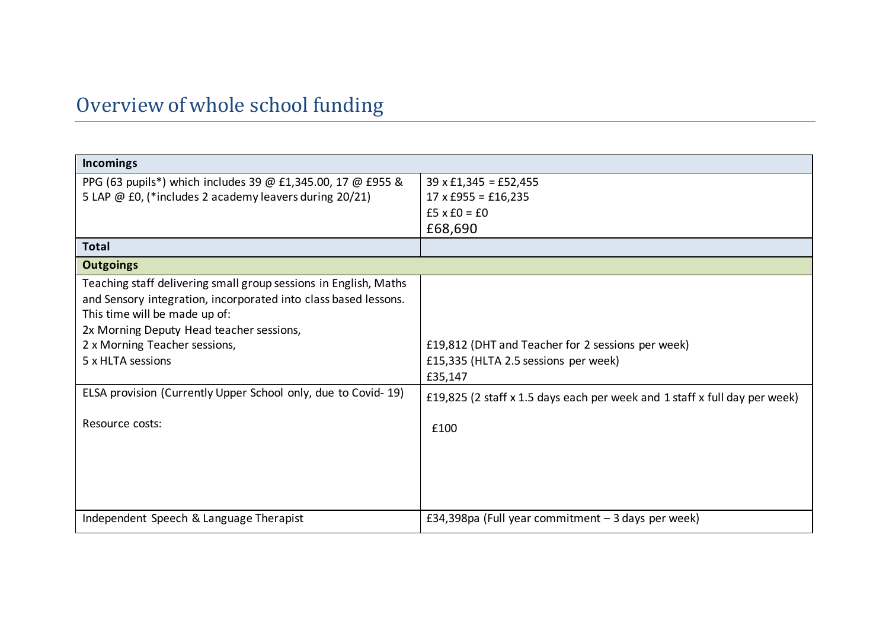## Overview of whole school funding

| Incomings | |
|---|---|
| PPG (63 pupils*) which includes 39 @ £1,345.00, 17 @ £955 & 5 LAP @ £0, (*includes 2 academy leavers during 20/21) | 39 x £1,345 = £52,455<br>17 x £955 = £16,235<br>£5 x £0 = £0<br>£68,690 |
| **Total** | |
| **Outgoings** | |
| Teaching staff delivering small group sessions in English, Maths and Sensory integration, incorporated into class based lessons. This time will be made up of:<br>2x Morning Deputy Head teacher sessions,<br>2 x Morning Teacher sessions,<br>5 x HLTA sessions | £19,812 (DHT and Teacher for 2 sessions per week)<br>£15,335 (HLTA 2.5 sessions per week)<br>£35,147 |
| ELSA provision (Currently Upper School only, due to Covid- 19)<br><br>Resource costs: | £19,825 (2 staff x 1.5 days each per week and 1 staff x full day per week)<br><br>£100 |
| Independent Speech & Language Therapist | £34,398pa (Full year commitment – 3 days per week) |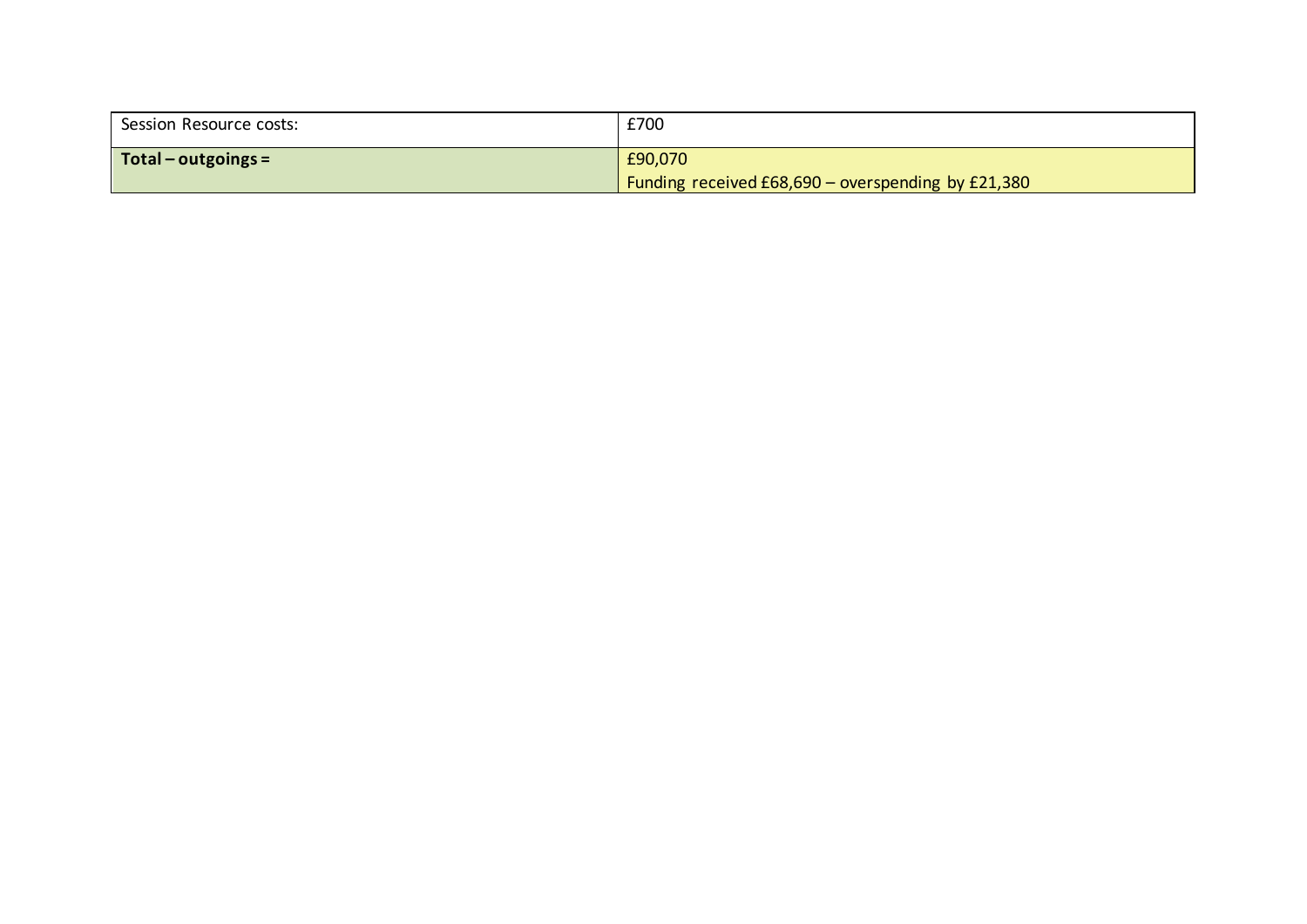| Session Resource costs: | £700 |
|---|---|
| **Total – outgoings =** | £90,070<br>Funding received £68,690 – overspending by £21,380 |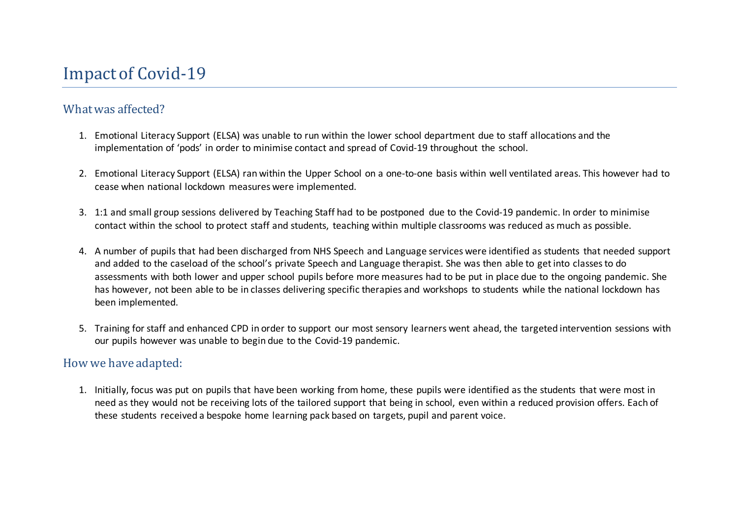# Impact of Covid-19

## What was affected?

1. Emotional Literacy Support (ELSA) was unable to run within the lower school department due to staff allocations and the implementation of 'pods' in order to minimise contact and spread of Covid-19 throughout the school.

2. Emotional Literacy Support (ELSA) ran within the Upper School on a one-to-one basis within well ventilated areas. This however had to cease when national lockdown measures were implemented.

3. 1:1 and small group sessions delivered by Teaching Staff had to be postponed due to the Covid-19 pandemic. In order to minimise contact within the school to protect staff and students, teaching within multiple classrooms was reduced as much as possible.

4. A number of pupils that had been discharged from NHS Speech and Language services were identified as students that needed support and added to the caseload of the school's private Speech and Language therapist. She was then able to get into classes to do assessments with both lower and upper school pupils before more measures had to be put in place due to the ongoing pandemic. She has however, not been able to be in classes delivering specific therapies and workshops to students while the national lockdown has been implemented.

5. Training for staff and enhanced CPD in order to support our most sensory learners went ahead, the targeted intervention sessions with our pupils however was unable to begin due to the Covid-19 pandemic.

## How we have adapted:

1. Initially, focus was put on pupils that have been working from home, these pupils were identified as the students that were most in need as they would not be receiving lots of the tailored support that being in school, even within a reduced provision offers. Each of these students received a bespoke home learning pack based on targets, pupil and parent voice.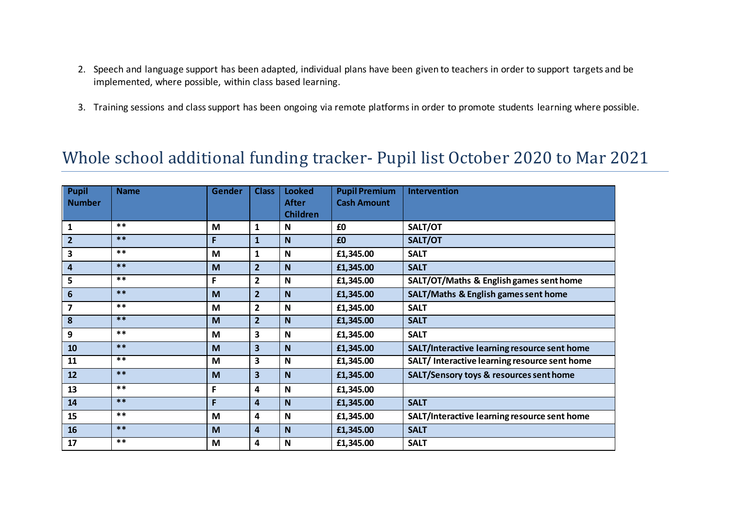2. Speech and language support has been adapted, individual plans have been given to teachers in order to support targets and be implemented, where possible, within class based learning.

3. Training sessions and class support has been ongoing via remote platforms in order to promote students learning where possible.

# Whole school additional funding tracker- Pupil list October 2020 to Mar 2021

| Pupil Number | Name | Gender | Class | Looked After Children | Pupil Premium Cash Amount | Intervention |
|---|---|---|---|---|---|---|
| 1 | ** | M | 1 | N | £0 | SALT/OT |
| 2 | ** | F | 1 | N | £0 | SALT/OT |
| 3 | ** | M | 1 | N | £1,345.00 | SALT |
| 4 | ** | M | 2 | N | £1,345.00 | SALT |
| 5 | ** | F | 2 | N | £1,345.00 | SALT/OT/Maths & English games sent home |
| 6 | ** | M | 2 | N | £1,345.00 | SALT/Maths & English games sent home |
| 7 | ** | M | 2 | N | £1,345.00 | SALT |
| 8 | ** | M | 2 | N | £1,345.00 | SALT |
| 9 | ** | M | 3 | N | £1,345.00 | SALT |
| 10 | ** | M | 3 | N | £1,345.00 | SALT/Interactive learning resource sent home |
| 11 | ** | M | 3 | N | £1,345.00 | SALT/ Interactive learning resource sent home |
| 12 | ** | M | 3 | N | £1,345.00 | SALT/Sensory toys & resources sent home |
| 13 | ** | F | 4 | N | £1,345.00 | |
| 14 | ** | F | 4 | N | £1,345.00 | SALT |
| 15 | ** | M | 4 | N | £1,345.00 | SALT/Interactive learning resource sent home |
| 16 | ** | M | 4 | N | £1,345.00 | SALT |
| 17 | ** | M | 4 | N | £1,345.00 | SALT |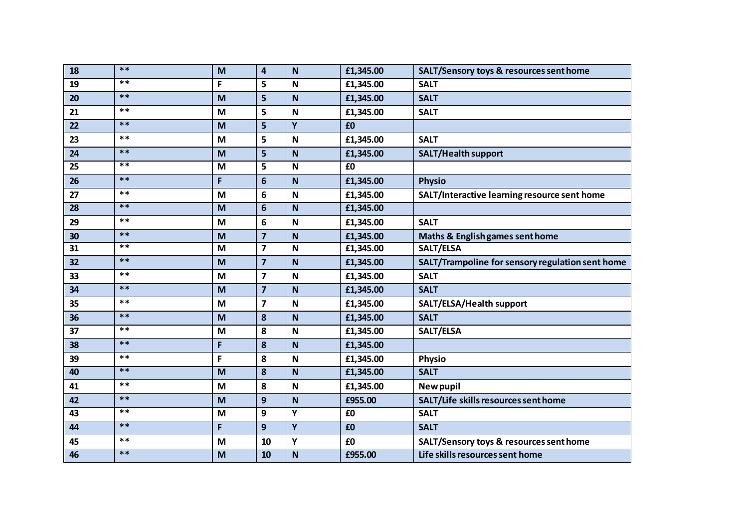| 18 | ** | M | 4 | N | £1,345.00 | SALT/Sensory toys & resources sent home |
|---|---|---|---|---|---|---|
| 19 | ** | F | 5 | N | £1,345.00 | SALT |
| 20 | ** | M | 5 | N | £1,345.00 | SALT |
| 21 | ** | M | 5 | N | £1,345.00 | SALT |
| 22 | ** | M | 5 | Y | £0 | |
| 23 | ** | M | 5 | N | £1,345.00 | SALT |
| 24 | ** | M | 5 | N | £1,345.00 | SALT/Health support |
| 25 | ** | M | 5 | N | £0 | |
| 26 | ** | F | 6 | N | £1,345.00 | Physio |
| 27 | ** | M | 6 | N | £1,345.00 | SALT/Interactive learning resource sent home |
| 28 | ** | M | 6 | N | £1,345.00 | |
| 29 | ** | M | 6 | N | £1,345.00 | SALT |
| 30 | ** | M | 7 | N | £1,345.00 | Maths & English games sent home |
| 31 | ** | M | 7 | N | £1,345.00 | SALT/ELSA |
| 32 | ** | M | 7 | N | £1,345.00 | SALT/Trampoline for sensory regulation sent home |
| 33 | ** | M | 7 | N | £1,345.00 | SALT |
| 34 | ** | M | 7 | N | £1,345.00 | SALT |
| 35 | ** | M | 7 | N | £1,345.00 | SALT/ELSA/Health support |
| 36 | ** | M | 8 | N | £1,345.00 | SALT |
| 37 | ** | M | 8 | N | £1,345.00 | SALT/ELSA |
| 38 | ** | F | 8 | N | £1,345.00 | |
| 39 | ** | F | 8 | N | £1,345.00 | Physio |
| 40 | ** | M | 8 | N | £1,345.00 | SALT |
| 41 | ** | M | 8 | N | £1,345.00 | New pupil |
| 42 | ** | M | 9 | N | £955.00 | SALT/Life skills resources sent home |
| 43 | ** | M | 9 | Y | £0 | SALT |
| 44 | ** | F | 9 | Y | £0 | SALT |
| 45 | ** | M | 10 | Y | £0 | SALT/Sensory toys & resources sent home |
| 46 | ** | M | 10 | N | £955.00 | Life skills resources sent home |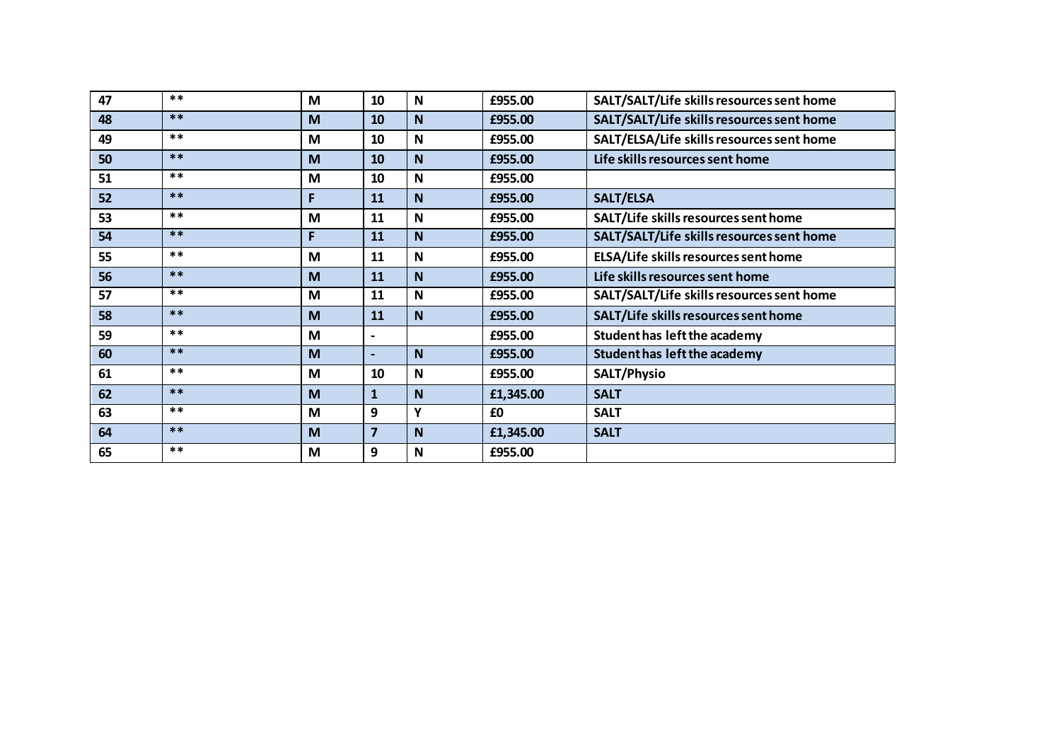| 47 | ** | M | 10 | N | £955.00 | SALT/SALT/Life skills resources sent home |
|---|---|---|---|---|---|---|
| 48 | ** | M | 10 | N | £955.00 | SALT/SALT/Life skills resources sent home |
| 49 | ** | M | 10 | N | £955.00 | SALT/ELSA/Life skills resources sent home |
| 50 | ** | M | 10 | N | £955.00 | Life skills resources sent home |
| 51 | ** | M | 10 | N | £955.00 | |
| 52 | ** | F | 11 | N | £955.00 | SALT/ELSA |
| 53 | ** | M | 11 | N | £955.00 | SALT/Life skills resources sent home |
| 54 | ** | F | 11 | N | £955.00 | SALT/SALT/Life skills resources sent home |
| 55 | ** | M | 11 | N | £955.00 | ELSA/Life skills resources sent home |
| 56 | ** | M | 11 | N | £955.00 | Life skills resources sent home |
| 57 | ** | M | 11 | N | £955.00 | SALT/SALT/Life skills resources sent home |
| 58 | ** | M | 11 | N | £955.00 | SALT/Life skills resources sent home |
| 59 | ** | M | - | | £955.00 | Student has left the academy |
| 60 | ** | M | - | N | £955.00 | Student has left the academy |
| 61 | ** | M | 10 | N | £955.00 | SALT/Physio |
| 62 | ** | M | 1 | N | £1,345.00 | SALT |
| 63 | ** | M | 9 | Y | £0 | SALT |
| 64 | ** | M | 7 | N | £1,345.00 | SALT |
| 65 | ** | M | 9 | N | £955.00 | |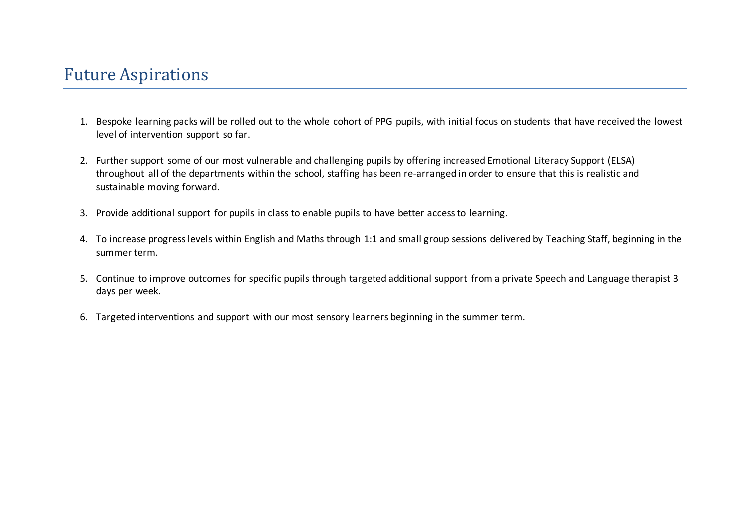# Future Aspirations

1. Bespoke learning packs will be rolled out to the whole cohort of PPG pupils, with initial focus on students that have received the lowest level of intervention support so far.

2. Further support some of our most vulnerable and challenging pupils by offering increased Emotional Literacy Support (ELSA) throughout all of the departments within the school, staffing has been re-arranged in order to ensure that this is realistic and sustainable moving forward.

3. Provide additional support for pupils in class to enable pupils to have better access to learning.

4. To increase progress levels within English and Maths through 1:1 and small group sessions delivered by Teaching Staff, beginning in the summer term.

5. Continue to improve outcomes for specific pupils through targeted additional support from a private Speech and Language therapist 3 days per week.

6. Targeted interventions and support with our most sensory learners beginning in the summer term.